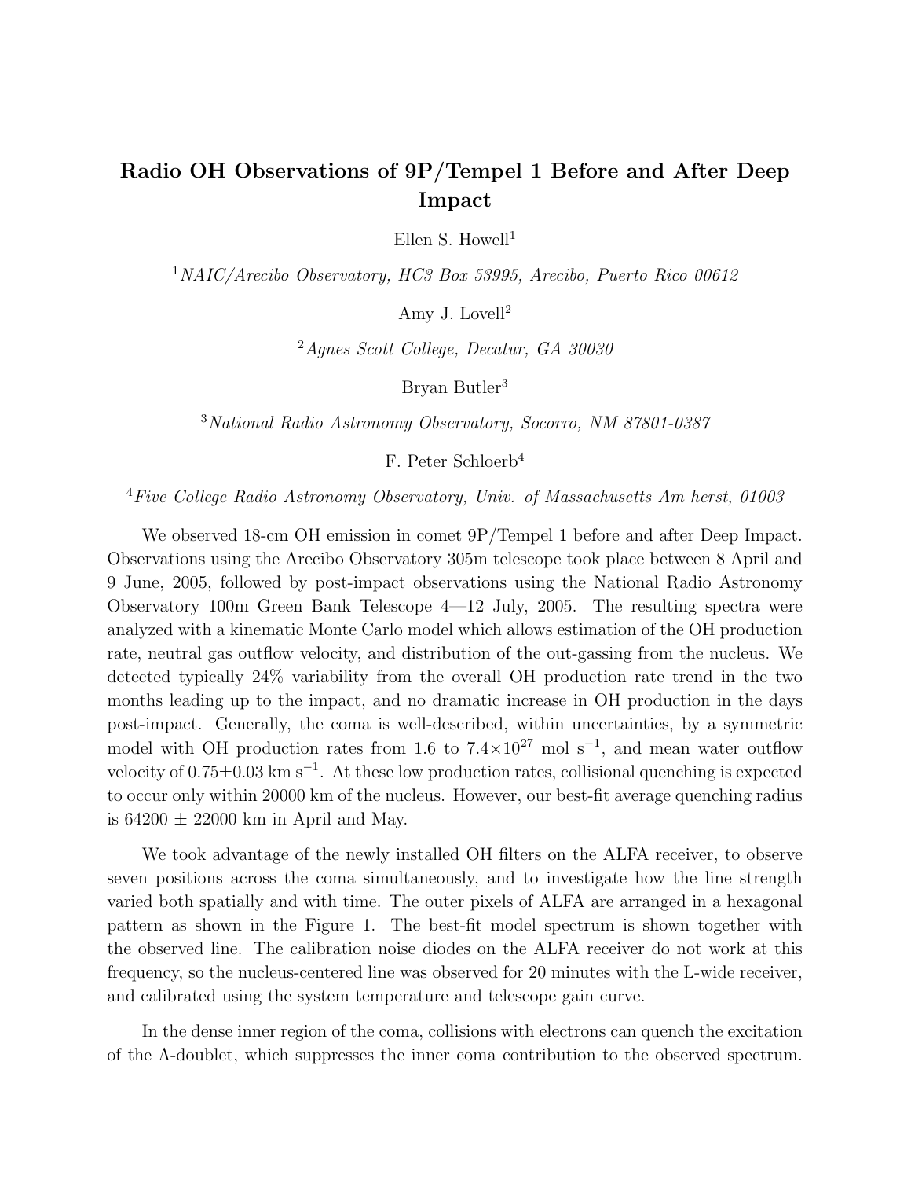# Radio OH Observations of 9P/Tempel 1 Before and After Deep Impact

Ellen S. Howell[1]

[1]*NAIC/Arecibo Observatory, HC3 Box 53995, Arecibo, Puerto Rico 00612*

Amy J. Lovell[2]

[2]*Agnes Scott College, Decatur, GA 30030*

Bryan Butler[3]

[3]*National Radio Astronomy Observatory, Socorro, NM 87801-0387*

F. Peter Schloerb[4]

[4]*Five College Radio Astronomy Observatory, Univ. of Massachusetts Am herst, 01003*

We observed 18-cm OH emission in comet 9P/Tempel 1 before and after Deep Impact. Observations using the Arecibo Observatory 305m telescope took place between 8 April and 9 June, 2005, followed by post-impact observations using the National Radio Astronomy Observatory 100m Green Bank Telescope 4—12 July, 2005. The resulting spectra were analyzed with a kinematic Monte Carlo model which allows estimation of the OH production rate, neutral gas outflow velocity, and distribution of the out-gassing from the nucleus. We detected typically 24% variability from the overall OH production rate trend in the two months leading up to the impact, and no dramatic increase in OH production in the days post-impact. Generally, the coma is well-described, within uncertainties, by a symmetric model with OH production rates from 1.6 to $7.4 \times 10^{27}$ mol $s^{-1}$, and mean water outflow velocity of $0.75 \pm 0.03$ km $s^{-1}$. At these low production rates, collisional quenching is expected to occur only within 20000 km of the nucleus. However, our best-fit average quenching radius is 64200 ± 22000 km in April and May.

We took advantage of the newly installed OH filters on the ALFA receiver, to observe seven positions across the coma simultaneously, and to investigate how the line strength varied both spatially and with time. The outer pixels of ALFA are arranged in a hexagonal pattern as shown in the Figure 1. The best-fit model spectrum is shown together with the observed line. The calibration noise diodes on the ALFA receiver do not work at this frequency, so the nucleus-centered line was observed for 20 minutes with the L-wide receiver, and calibrated using the system temperature and telescope gain curve.

In the dense inner region of the coma, collisions with electrons can quench the excitation of the $\Lambda$-doublet, which suppresses the inner coma contribution to the observed spectrum.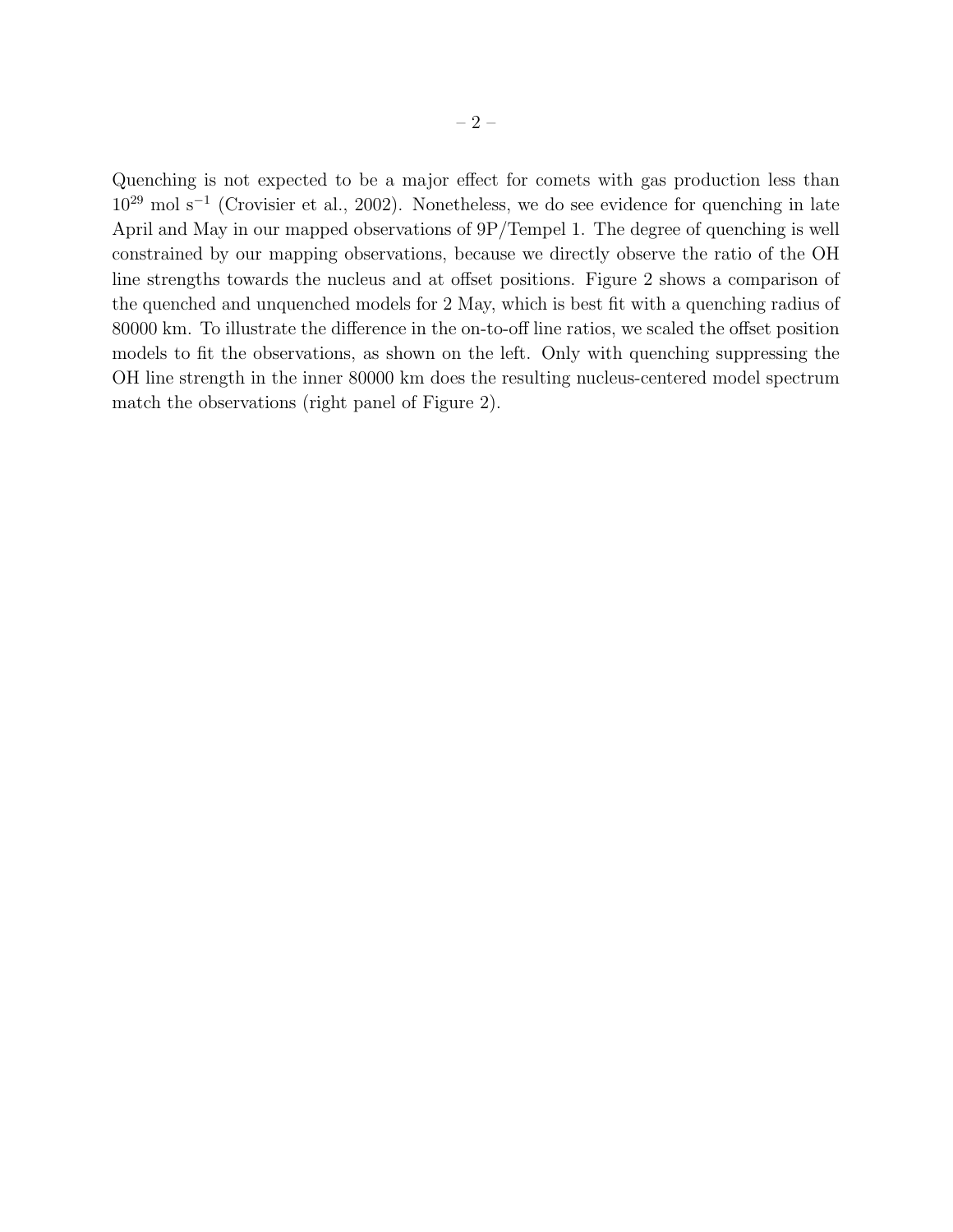Quenching is not expected to be a major effect for comets with gas production less than $10^{29}$ mol s$^{-1}$ (Crovisier et al., 2002). Nonetheless, we do see evidence for quenching in late April and May in our mapped observations of 9P/Tempel 1. The degree of quenching is well constrained by our mapping observations, because we directly observe the ratio of the OH line strengths towards the nucleus and at offset positions. Figure 2 shows a comparison of the quenched and unquenched models for 2 May, which is best fit with a quenching radius of 80000 km. To illustrate the difference in the on-to-off line ratios, we scaled the offset position models to fit the observations, as shown on the left. Only with quenching suppressing the OH line strength in the inner 80000 km does the resulting nucleus-centered model spectrum match the observations (right panel of Figure 2).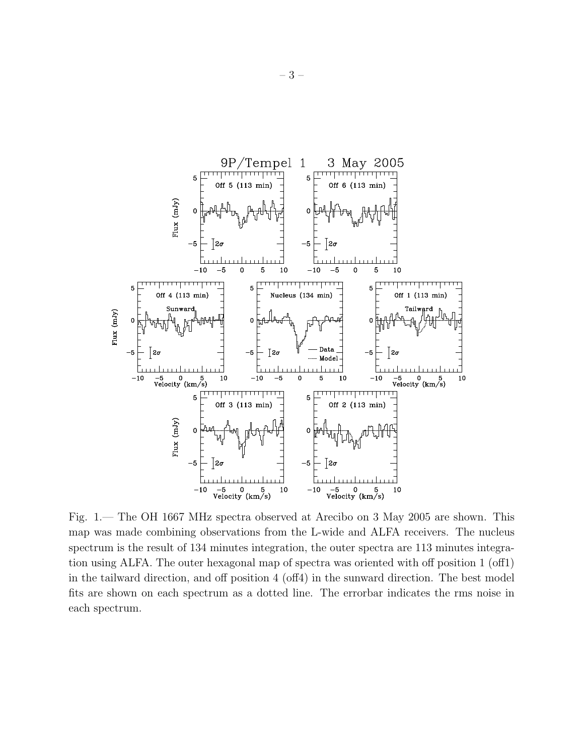Fig. 1.— The OH 1667 MHz spectra observed at Arecibo on 3 May 2005 are shown. This map was made combining observations from the L-wide and ALFA receivers. The nucleus spectrum is the result of 134 minutes integration, the outer spectra are 113 minutes integration using ALFA. The outer hexagonal map of spectra was oriented with off position 1 (off1) in the tailward direction, and off position 4 (off4) in the sunward direction. The best model fits are shown on each spectrum as a dotted line. The errorbar indicates the rms noise in each spectrum.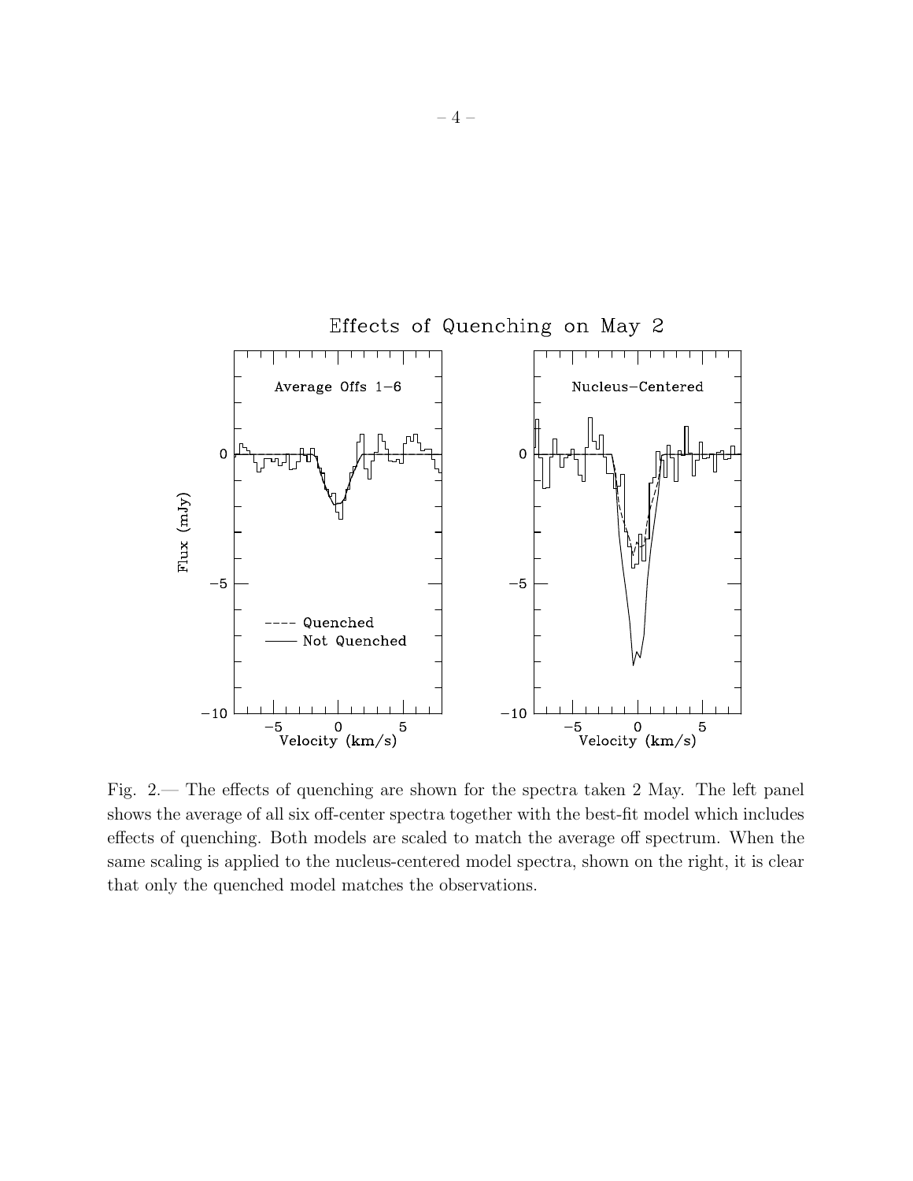Effects of Quenching on May 2

Average Offs 1–6

Nucleus–Centered

Flux (mJy)

0

−5

−10

−5

0

5

Velocity (km/s)

---- Quenched

—— Not Quenched

Fig. 2.— The effects of quenching are shown for the spectra taken 2 May. The left panel shows the average of all six off-center spectra together with the best-fit model which includes effects of quenching. Both models are scaled to match the average off spectrum. When the same scaling is applied to the nucleus-centered model spectra, shown on the right, it is clear that only the quenched model matches the observations.